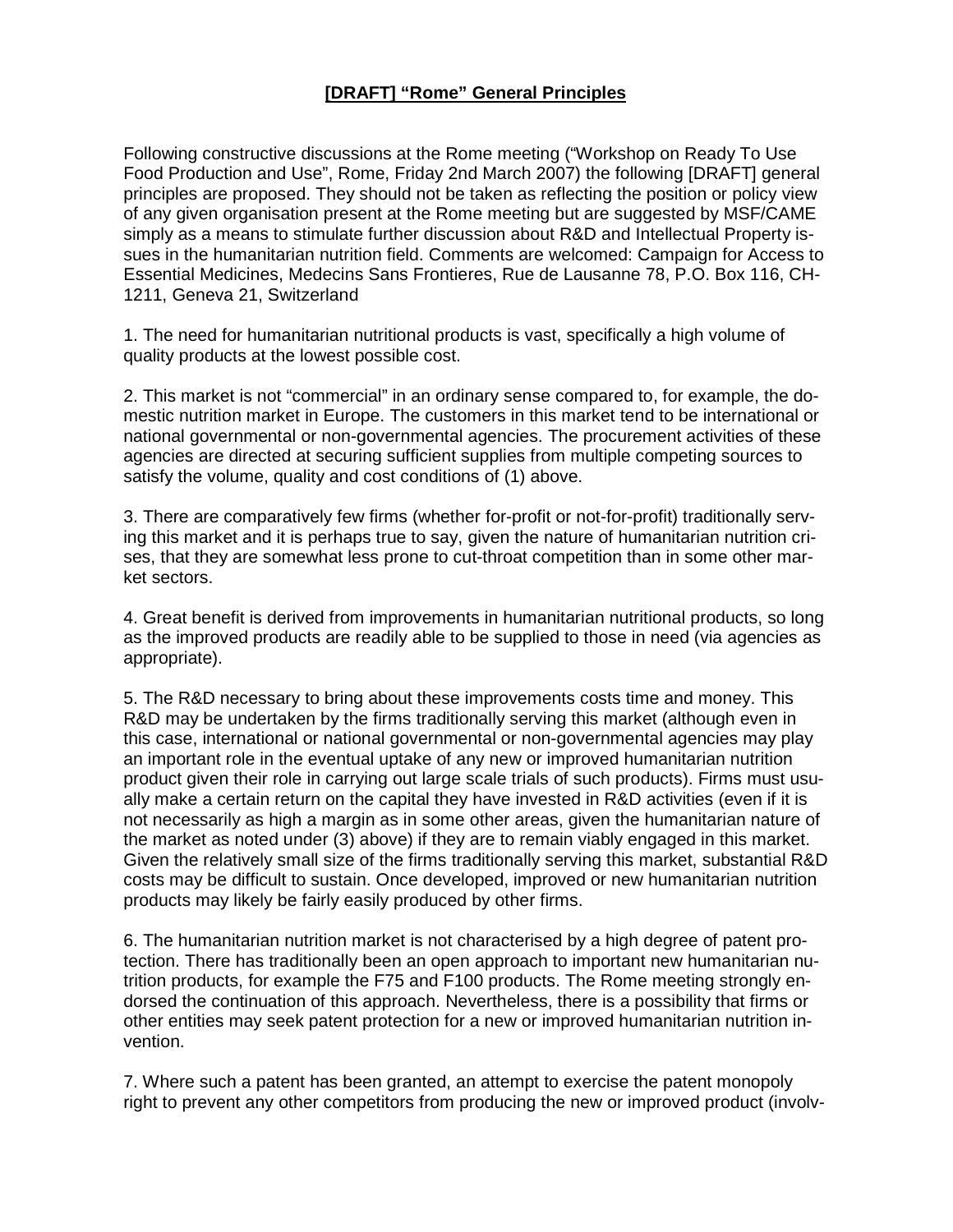**[DRAFT] "Rome" General Principles**

Following constructive discussions at the Rome meeting ("Workshop on Ready To Use Food Production and Use", Rome, Friday 2nd March 2007) the following [DRAFT] general principles are proposed. They should not be taken as reflecting the position or policy view of any given organisation present at the Rome meeting but are suggested by MSF/CAME simply as a means to stimulate further discussion about R&D and Intellectual Property issues in the humanitarian nutrition field. Comments are welcomed: Campaign for Access to Essential Medicines, Medecins Sans Frontieres, Rue de Lausanne 78, P.O. Box 116, CH-1211, Geneva 21, Switzerland

1. The need for humanitarian nutritional products is vast, specifically a high volume of quality products at the lowest possible cost.

2. This market is not "commercial" in an ordinary sense compared to, for example, the domestic nutrition market in Europe. The customers in this market tend to be international or national governmental or non-governmental agencies. The procurement activities of these agencies are directed at securing sufficient supplies from multiple competing sources to satisfy the volume, quality and cost conditions of (1) above.

3. There are comparatively few firms (whether for-profit or not-for-profit) traditionally serving this market and it is perhaps true to say, given the nature of humanitarian nutrition crises, that they are somewhat less prone to cut-throat competition than in some other market sectors.

4. Great benefit is derived from improvements in humanitarian nutritional products, so long as the improved products are readily able to be supplied to those in need (via agencies as appropriate).

5. The R&D necessary to bring about these improvements costs time and money. This R&D may be undertaken by the firms traditionally serving this market (although even in this case, international or national governmental or non-governmental agencies may play an important role in the eventual uptake of any new or improved humanitarian nutrition product given their role in carrying out large scale trials of such products). Firms must usually make a certain return on the capital they have invested in R&D activities (even if it is not necessarily as high a margin as in some other areas, given the humanitarian nature of the market as noted under (3) above) if they are to remain viably engaged in this market. Given the relatively small size of the firms traditionally serving this market, substantial R&D costs may be difficult to sustain. Once developed, improved or new humanitarian nutrition products may likely be fairly easily produced by other firms.

6. The humanitarian nutrition market is not characterised by a high degree of patent protection. There has traditionally been an open approach to important new humanitarian nutrition products, for example the F75 and F100 products. The Rome meeting strongly endorsed the continuation of this approach. Nevertheless, there is a possibility that firms or other entities may seek patent protection for a new or improved humanitarian nutrition invention.

7. Where such a patent has been granted, an attempt to exercise the patent monopoly right to prevent any other competitors from producing the new or improved product (involv-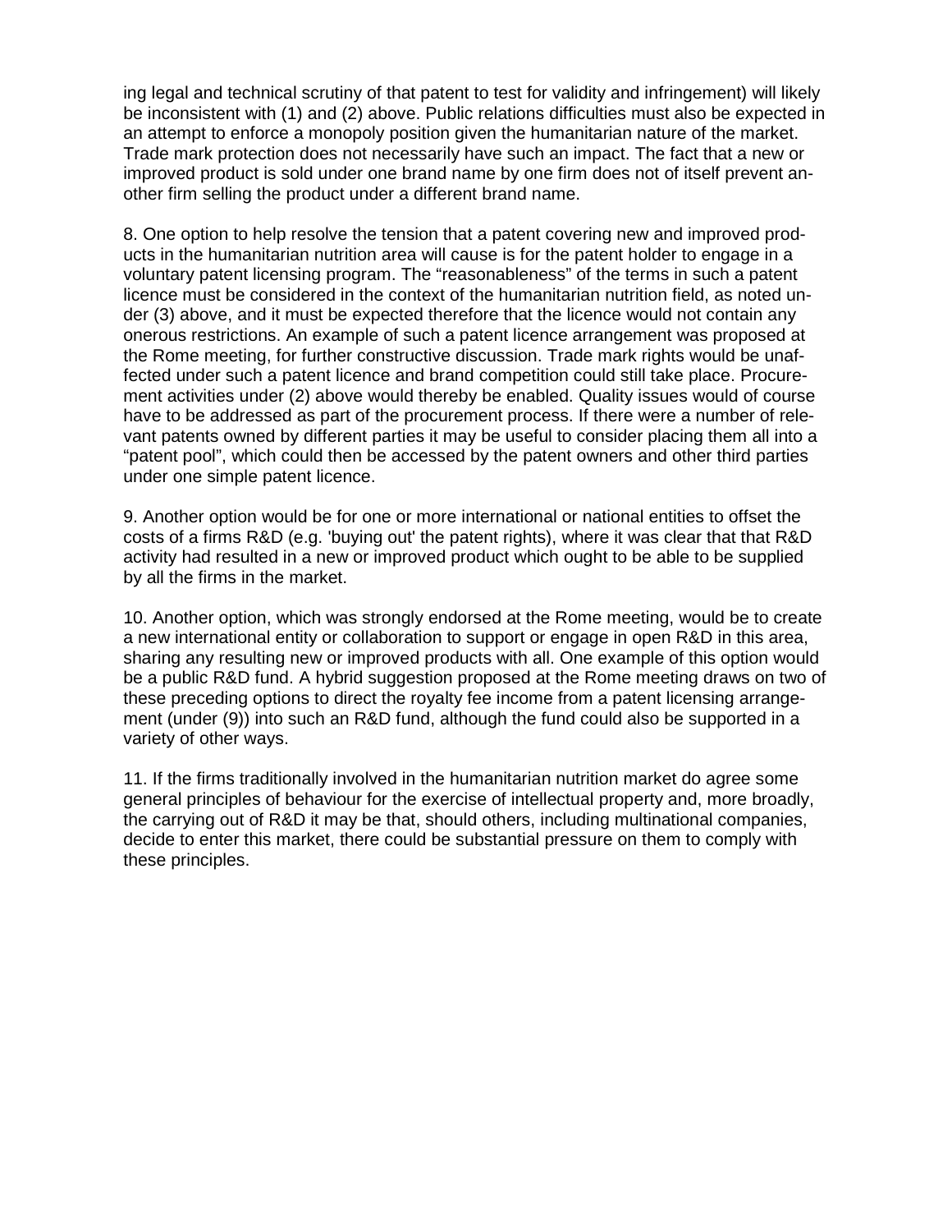ing legal and technical scrutiny of that patent to test for validity and infringement) will likely be inconsistent with (1) and (2) above. Public relations difficulties must also be expected in an attempt to enforce a monopoly position given the humanitarian nature of the market. Trade mark protection does not necessarily have such an impact. The fact that a new or improved product is sold under one brand name by one firm does not of itself prevent another firm selling the product under a different brand name.

8. One option to help resolve the tension that a patent covering new and improved products in the humanitarian nutrition area will cause is for the patent holder to engage in a voluntary patent licensing program. The "reasonableness" of the terms in such a patent licence must be considered in the context of the humanitarian nutrition field, as noted under (3) above, and it must be expected therefore that the licence would not contain any onerous restrictions. An example of such a patent licence arrangement was proposed at the Rome meeting, for further constructive discussion. Trade mark rights would be unaffected under such a patent licence and brand competition could still take place. Procurement activities under (2) above would thereby be enabled. Quality issues would of course have to be addressed as part of the procurement process. If there were a number of relevant patents owned by different parties it may be useful to consider placing them all into a "patent pool", which could then be accessed by the patent owners and other third parties under one simple patent licence.

9. Another option would be for one or more international or national entities to offset the costs of a firms R&D (e.g. 'buying out' the patent rights), where it was clear that that R&D activity had resulted in a new or improved product which ought to be able to be supplied by all the firms in the market.

10. Another option, which was strongly endorsed at the Rome meeting, would be to create a new international entity or collaboration to support or engage in open R&D in this area, sharing any resulting new or improved products with all. One example of this option would be a public R&D fund. A hybrid suggestion proposed at the Rome meeting draws on two of these preceding options to direct the royalty fee income from a patent licensing arrangement (under (9)) into such an R&D fund, although the fund could also be supported in a variety of other ways.

11. If the firms traditionally involved in the humanitarian nutrition market do agree some general principles of behaviour for the exercise of intellectual property and, more broadly, the carrying out of R&D it may be that, should others, including multinational companies, decide to enter this market, there could be substantial pressure on them to comply with these principles.